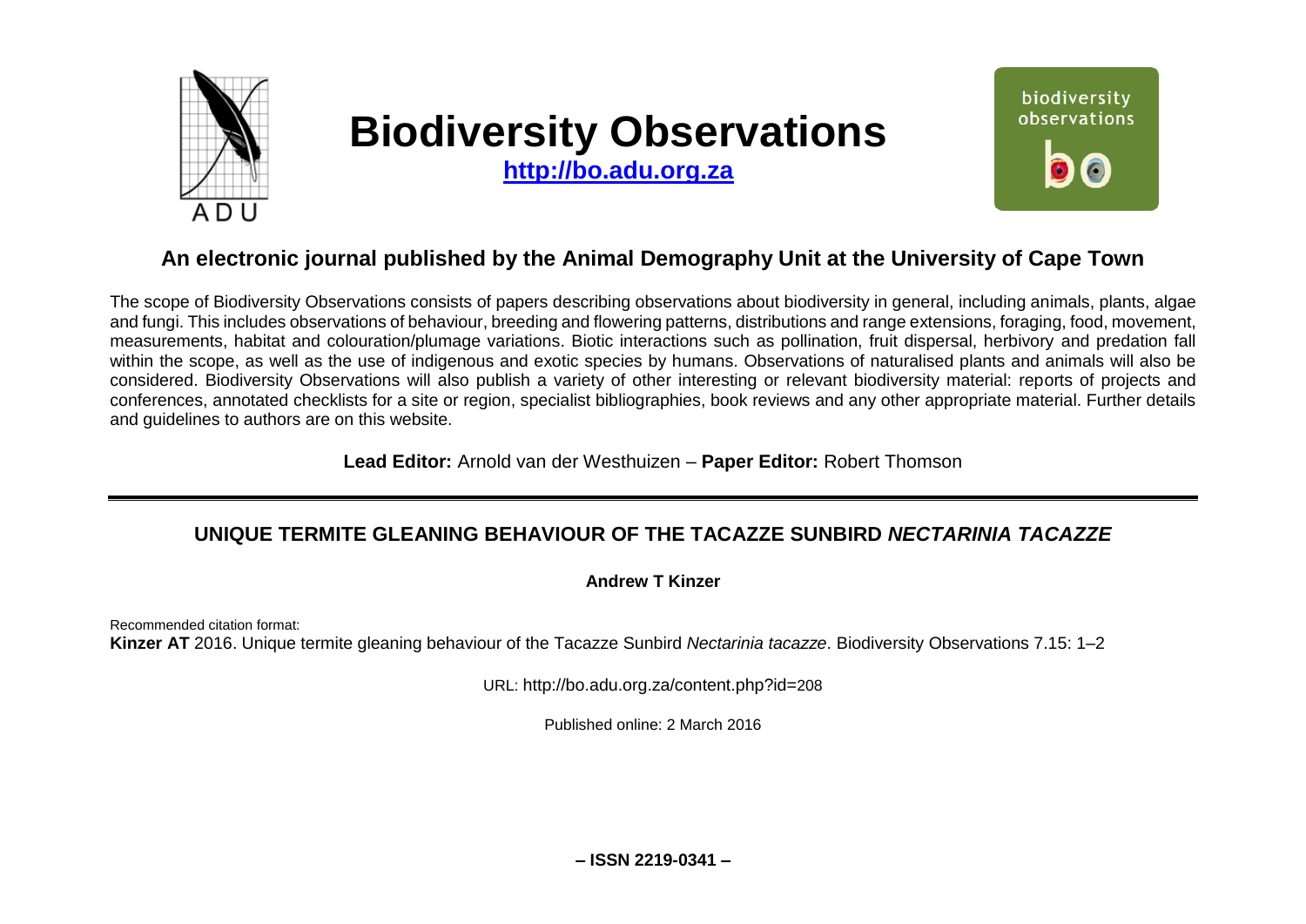# Biodiversity Observations

**http://bo.adu.org.za**

## An electronic journal published by the Animal Demography Unit at the University of Cape Town

The scope of Biodiversity Observations consists of papers describing observations about biodiversity in general, including animals, plants, algae and fungi. This includes observations of behaviour, breeding and flowering patterns, distributions and range extensions, foraging, food, movement, measurements, habitat and colouration/plumage variations. Biotic interactions such as pollination, fruit dispersal, herbivory and predation fall within the scope, as well as the use of indigenous and exotic species by humans. Observations of naturalised plants and animals will also be considered. Biodiversity Observations will also publish a variety of other interesting or relevant biodiversity material: reports of projects and conferences, annotated checklists for a site or region, specialist bibliographies, book reviews and any other appropriate material. Further details and guidelines to authors are on this website.

**Lead Editor:** Arnold van der Westhuizen – **Paper Editor:** Robert Thomson

---

## UNIQUE TERMITE GLEANING BEHAVIOUR OF THE TACAZZE SUNBIRD *NECTARINIA TACAZZE*

**Andrew T Kinzer**

Recommended citation format:
**Kinzer AT** 2016. Unique termite gleaning behaviour of the Tacazze Sunbird *Nectarinia tacazze*. Biodiversity Observations 7.15: 1–2

URL: http://bo.adu.org.za/content.php?id=208

Published online: 2 March 2016

**– ISSN 2219-0341 –**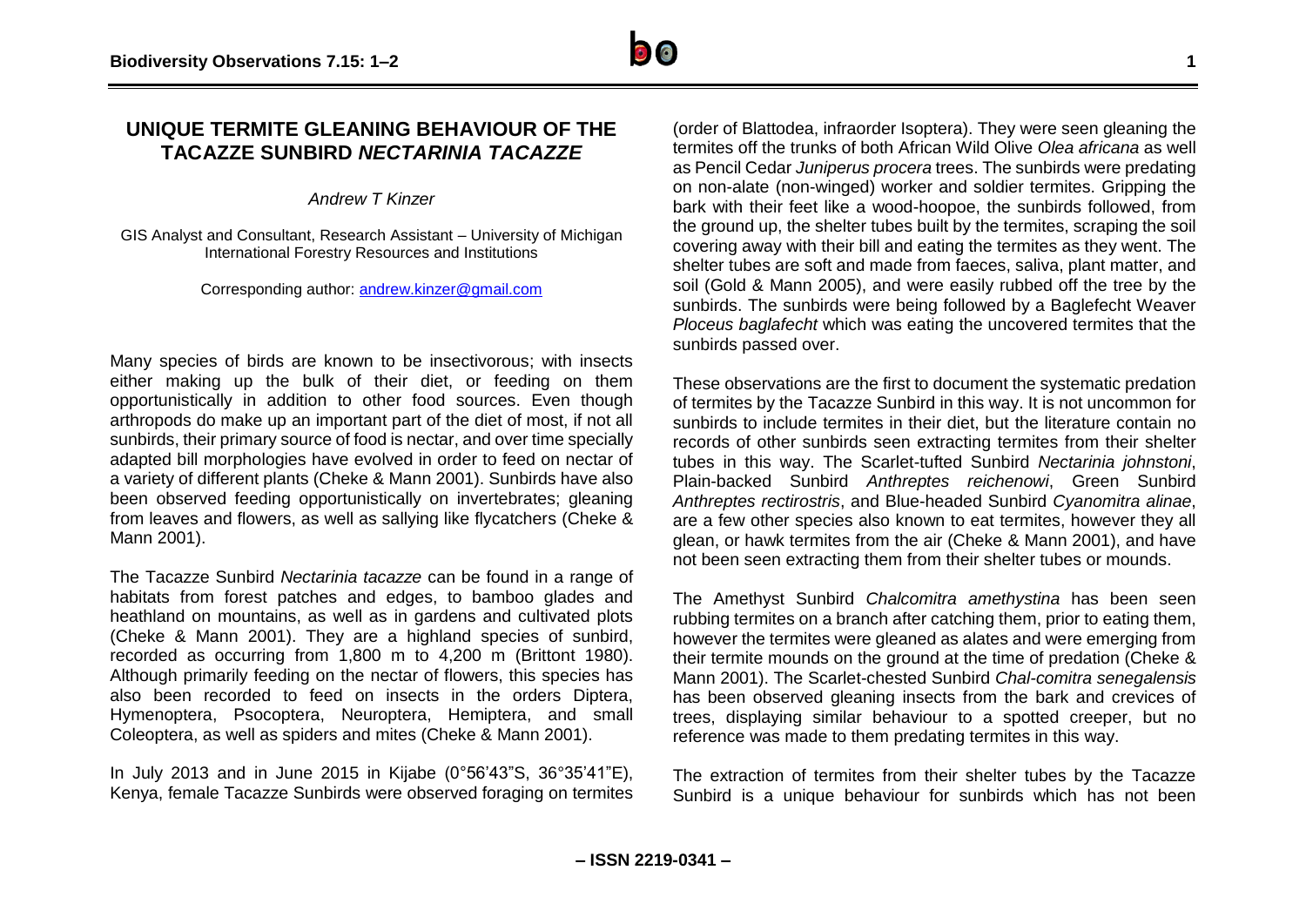# UNIQUE TERMITE GLEANING BEHAVIOUR OF THE TACAZZE SUNBIRD *NECTARINIA TACAZZE*

*Andrew T Kinzer*

GIS Analyst and Consultant, Research Assistant – University of Michigan International Forestry Resources and Institutions

Corresponding author: andrew.kinzer@gmail.com

Many species of birds are known to be insectivorous; with insects either making up the bulk of their diet, or feeding on them opportunistically in addition to other food sources. Even though arthropods do make up an important part of the diet of most, if not all sunbirds, their primary source of food is nectar, and over time specially adapted bill morphologies have evolved in order to feed on nectar of a variety of different plants (Cheke & Mann 2001). Sunbirds have also been observed feeding opportunistically on invertebrates; gleaning from leaves and flowers, as well as sallying like flycatchers (Cheke & Mann 2001).

The Tacazze Sunbird *Nectarinia tacazze* can be found in a range of habitats from forest patches and edges, to bamboo glades and heathland on mountains, as well as in gardens and cultivated plots (Cheke & Mann 2001). They are a highland species of sunbird, recorded as occurring from 1,800 m to 4,200 m (Brittont 1980). Although primarily feeding on the nectar of flowers, this species has also been recorded to feed on insects in the orders Diptera, Hymenoptera, Psocoptera, Neuroptera, Hemiptera, and small Coleoptera, as well as spiders and mites (Cheke & Mann 2001).

In July 2013 and in June 2015 in Kijabe (0°56'43"S, 36°35'41"E), Kenya, female Tacazze Sunbirds were observed foraging on termites (order of Blattodea, infraorder Isoptera). They were seen gleaning the termites off the trunks of both African Wild Olive *Olea africana* as well as Pencil Cedar *Juniperus procera* trees. The sunbirds were predating on non-alate (non-winged) worker and soldier termites. Gripping the bark with their feet like a wood-hoopoe, the sunbirds followed, from the ground up, the shelter tubes built by the termites, scraping the soil covering away with their bill and eating the termites as they went. The shelter tubes are soft and made from faeces, saliva, plant matter, and soil (Gold & Mann 2005), and were easily rubbed off the tree by the sunbirds. The sunbirds were being followed by a Baglefecht Weaver *Ploceus baglafecht* which was eating the uncovered termites that the sunbirds passed over.

These observations are the first to document the systematic predation of termites by the Tacazze Sunbird in this way. It is not uncommon for sunbirds to include termites in their diet, but the literature contain no records of other sunbirds seen extracting termites from their shelter tubes in this way. The Scarlet-tufted Sunbird *Nectarinia johnstoni*, Plain-backed Sunbird *Anthreptes reichenowi*, Green Sunbird *Anthreptes rectirostris*, and Blue-headed Sunbird *Cyanomitra alinae*, are a few other species also known to eat termites, however they all glean, or hawk termites from the air (Cheke & Mann 2001), and have not been seen extracting them from their shelter tubes or mounds.

The Amethyst Sunbird *Chalcomitra amethystina* has been seen rubbing termites on a branch after catching them, prior to eating them, however the termites were gleaned as alates and were emerging from their termite mounds on the ground at the time of predation (Cheke & Mann 2001). The Scarlet-chested Sunbird *Chal-comitra senegalensis* has been observed gleaning insects from the bark and crevices of trees, displaying similar behaviour to a spotted creeper, but no reference was made to them predating termites in this way.

The extraction of termites from their shelter tubes by the Tacazze Sunbird is a unique behaviour for sunbirds which has not been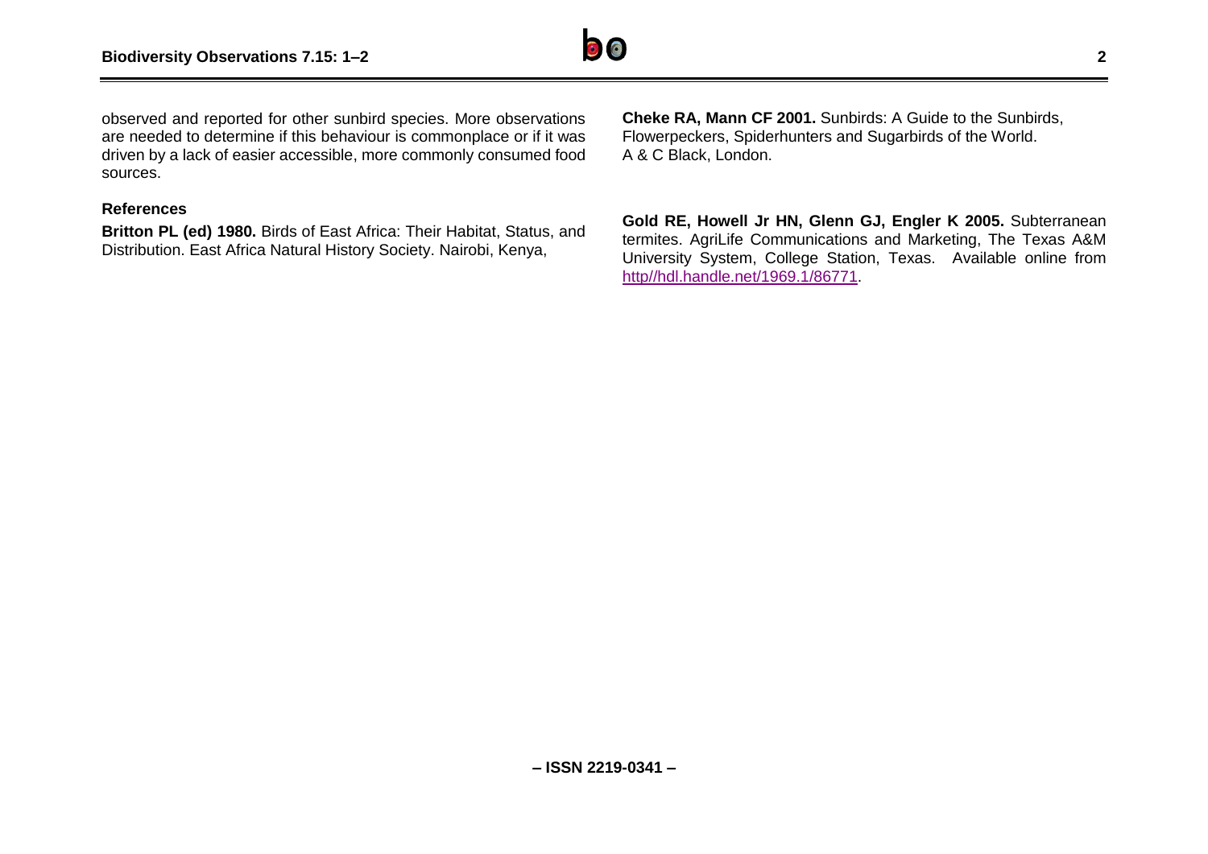observed and reported for other sunbird species. More observations are needed to determine if this behaviour is commonplace or if it was driven by a lack of easier accessible, more commonly consumed food sources.

## References

**Britton PL (ed) 1980.** Birds of East Africa: Their Habitat, Status, and Distribution. East Africa Natural History Society. Nairobi, Kenya,

**Cheke RA, Mann CF 2001.** Sunbirds: A Guide to the Sunbirds, Flowerpeckers, Spiderhunters and Sugarbirds of the World. A & C Black, London.

**Gold RE, Howell Jr HN, Glenn GJ, Engler K 2005.** Subterranean termites. AgriLife Communications and Marketing, The Texas A&M University System, College Station, Texas. Available online from http//hdl.handle.net/1969.1/86771.

– ISSN 2219-0341 –